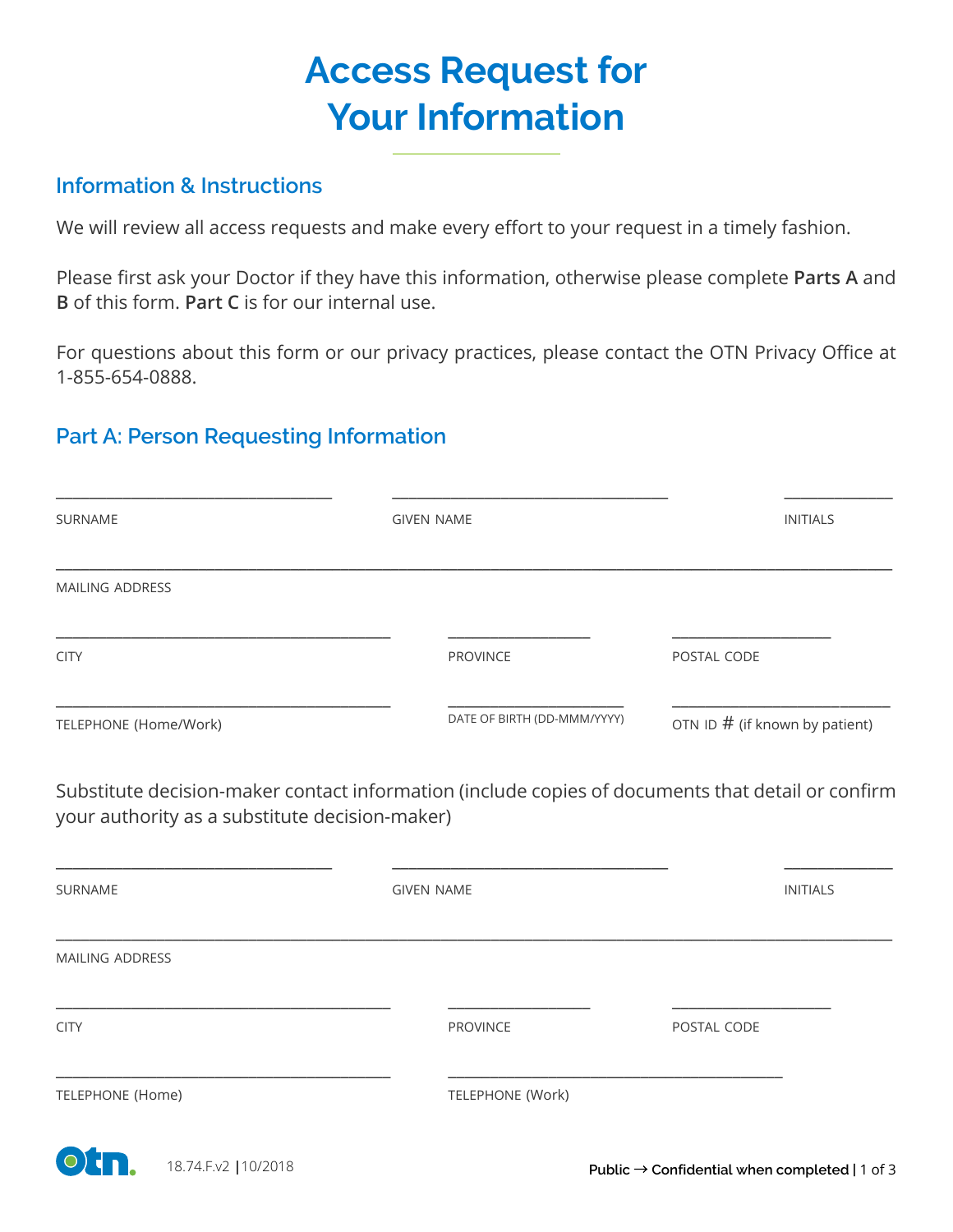# Access Request for Your Information

## Information & Instructions

We will review all access requests and make every effort to your request in a timely fashion.

Please first ask your Doctor if they have this information, otherwise please complete **Parts A** and **B** of this form. **Part C** is for our internal use.

For questions about this form or our privacy practices, please contact the OTN Privacy Office at 1-855-654-0888.

## Part A: Person Requesting Information

___________________________ ___________________________ ___________

SURNAME GIVEN NAME INITIALS

_____________________________________________________________________________

MAILING ADDRESS

___________________________________ _______________ _________________

CITY PROVINCE POSTAL CODE

___________________________________ __________________ ______________________

TELEPHONE (Home/Work) DATE OF BIRTH (DD-MMM/YYYY) OTN ID # (if known by patient)

Substitute decision-maker contact information (include copies of documents that detail or confirm your authority as a substitute decision-maker)

___________________________ ___________________________ ___________

SURNAME GIVEN NAME INITIALS

_____________________________________________________________________________

MAILING ADDRESS

___________________________________ _______________ _________________

CITY PROVINCE POSTAL CODE

___________________________________ ___________________________________

TELEPHONE (Home) TELEPHONE (Work)

18.74.F.v2 | 10/2018

Public → Confidential when completed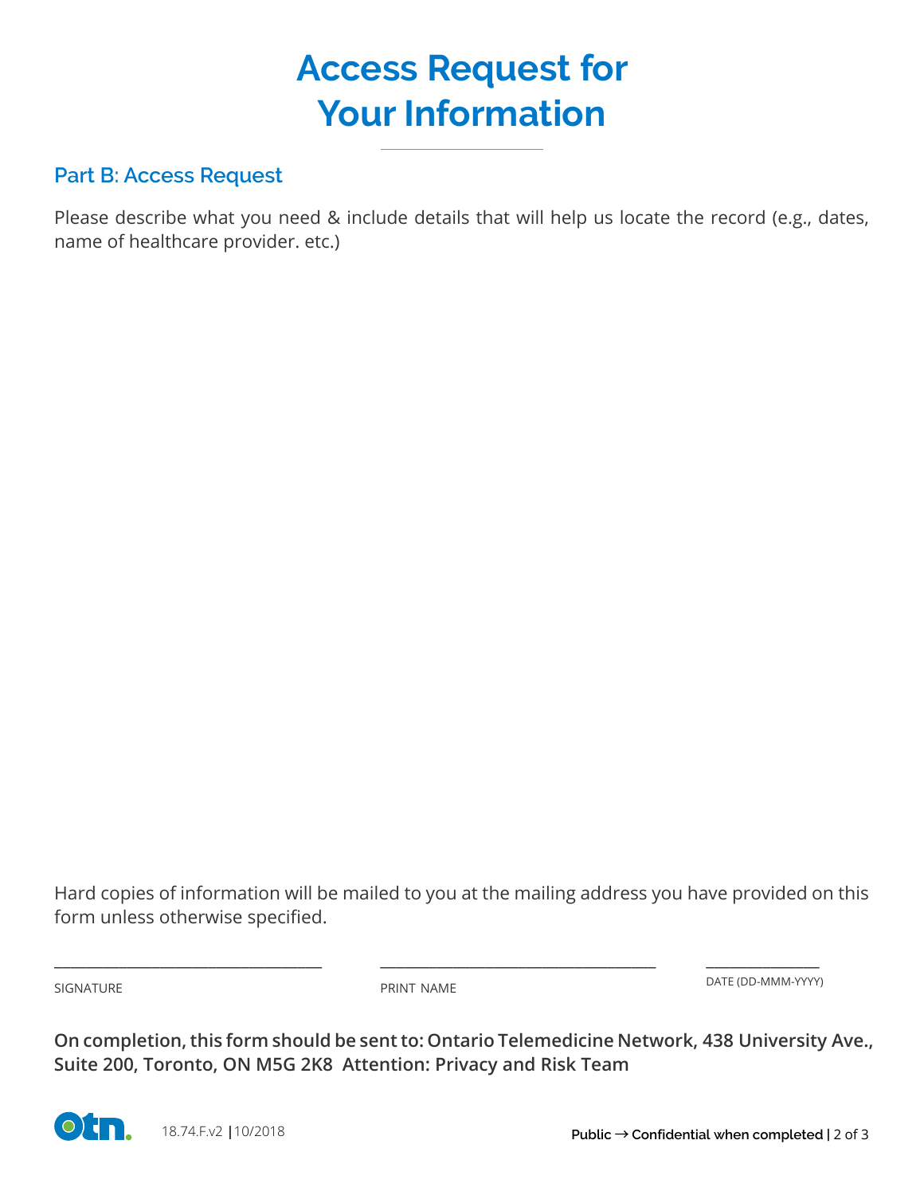# Access Request for Your Information

## Part B: Access Request

Please describe what you need & include details that will help us locate the record (e.g., dates, name of healthcare provider. etc.)

Hard copies of information will be mailed to you at the mailing address you have provided on this form unless otherwise specified.

\_\_\_\_\_\_\_\_\_\_\_\_\_\_\_\_\_\_\_\_\_\_\_\_\_\_\_\_\_\_ \_\_\_\_\_\_\_\_\_\_\_\_\_\_\_\_\_\_\_\_\_\_\_\_\_\_\_\_\_\_ \_\_\_\_\_\_\_\_\_\_\_\_\_\_

SIGNATURE PRINT NAME DATE (DD-MMM-YYYY)

**On completion, this form should be sent to: Ontario Telemedicine Network, 438 University Ave., Suite 200, Toronto, ON M5G 2K8 Attention: Privacy and Risk Team**

18.74.F.v2 | 10/2018

**Public → Confidential when completed**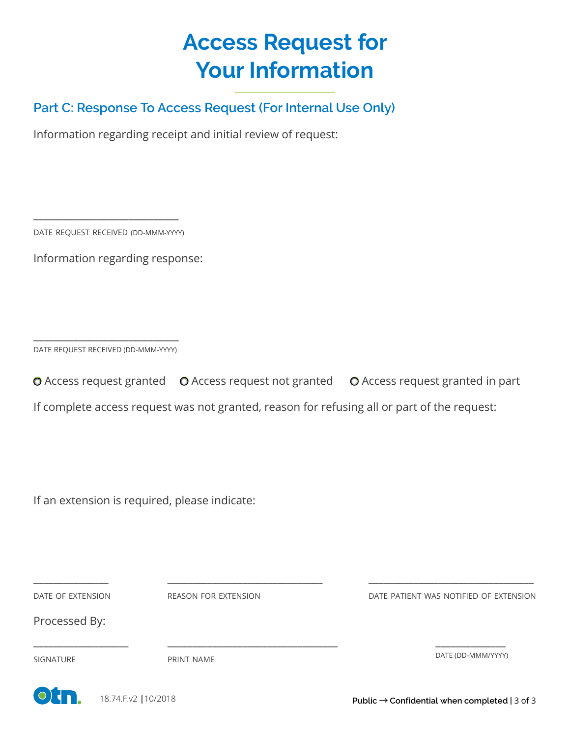# Access Request for Your Information

## Part C: Response To Access Request (For Internal Use Only)

Information regarding receipt and initial review of request:

______________________________

DATE REQUEST RECEIVED (DD-MMM-YYYY)

Information regarding response:

______________________________

DATE REQUEST RECEIVED (DD-MMM-YYYY)

○ Access request granted ○ Access request not granted ○ Access request granted in part

If complete access request was not granted, reason for refusing all or part of the request:

If an extension is required, please indicate:

| | | |
|---|---|---|
| ________________ | ________________________________ | __________________________________ |
| DATE OF EXTENSION | REASON FOR EXTENSION | DATE PATIENT WAS NOTIFIED OF EXTENSION |

Processed By:

| | | |
|---|---|---|
| ____________________ | ___________________________________ | _______________ |
| SIGNATURE | PRINT NAME | DATE (DD-MMM/YYYY) |

18.74.F.v2 | 10/2018

Public → Confidential when completed